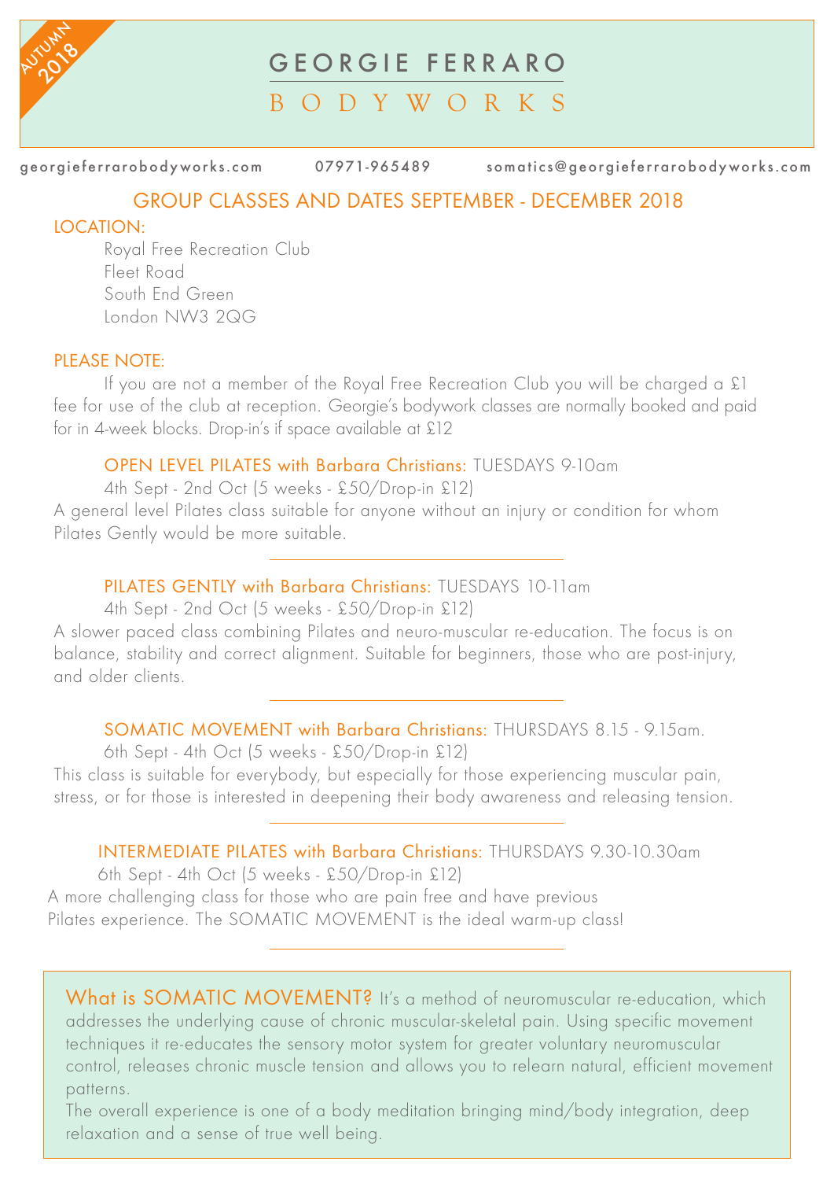AUTUMN 2018

# GEORGIE FERRARO
## BODYWORKS

georgieferrarobodyworks.com   07971-965489   somatics@georgieferrarobodyworks.com

## GROUP CLASSES AND DATES SEPTEMBER - DECEMBER 2018

LOCATION:

Royal Free Recreation Club
Fleet Road
South End Green
London NW3 2QG

PLEASE NOTE:

If you are not a member of the Royal Free Recreation Club you will be charged a £1 fee for use of the club at reception. Georgie's bodywork classes are normally booked and paid for in 4-week blocks. Drop-in's if space available at £12

### OPEN LEVEL PILATES with Barbara Christians: TUESDAYS 9-10am

4th Sept - 2nd Oct (5 weeks - £50/Drop-in £12)

A general level Pilates class suitable for anyone without an injury or condition for whom Pilates Gently would be more suitable.

---

### PILATES GENTLY with Barbara Christians: TUESDAYS 10-11am

4th Sept - 2nd Oct (5 weeks - £50/Drop-in £12)

A slower paced class combining Pilates and neuro-muscular re-education. The focus is on balance, stability and correct alignment. Suitable for beginners, those who are post-injury, and older clients.

---

### SOMATIC MOVEMENT with Barbara Christians: THURSDAYS 8.15 - 9.15am.

6th Sept - 4th Oct (5 weeks - £50/Drop-in £12)

This class is suitable for everybody, but especially for those experiencing muscular pain, stress, or for those is interested in deepening their body awareness and releasing tension.

---

### INTERMEDIATE PILATES with Barbara Christians: THURSDAYS 9.30-10.30am

6th Sept - 4th Oct (5 weeks - £50/Drop-in £12)

A more challenging class for those who are pain free and have previous Pilates experience. The SOMATIC MOVEMENT is the ideal warm-up class!

---

**What is SOMATIC MOVEMENT?** It's a method of neuromuscular re-education, which addresses the underlying cause of chronic muscular-skeletal pain. Using specific movement techniques it re-educates the sensory motor system for greater voluntary neuromuscular control, releases chronic muscle tension and allows you to relearn natural, efficient movement patterns.

The overall experience is one of a body meditation bringing mind/body integration, deep relaxation and a sense of true well being.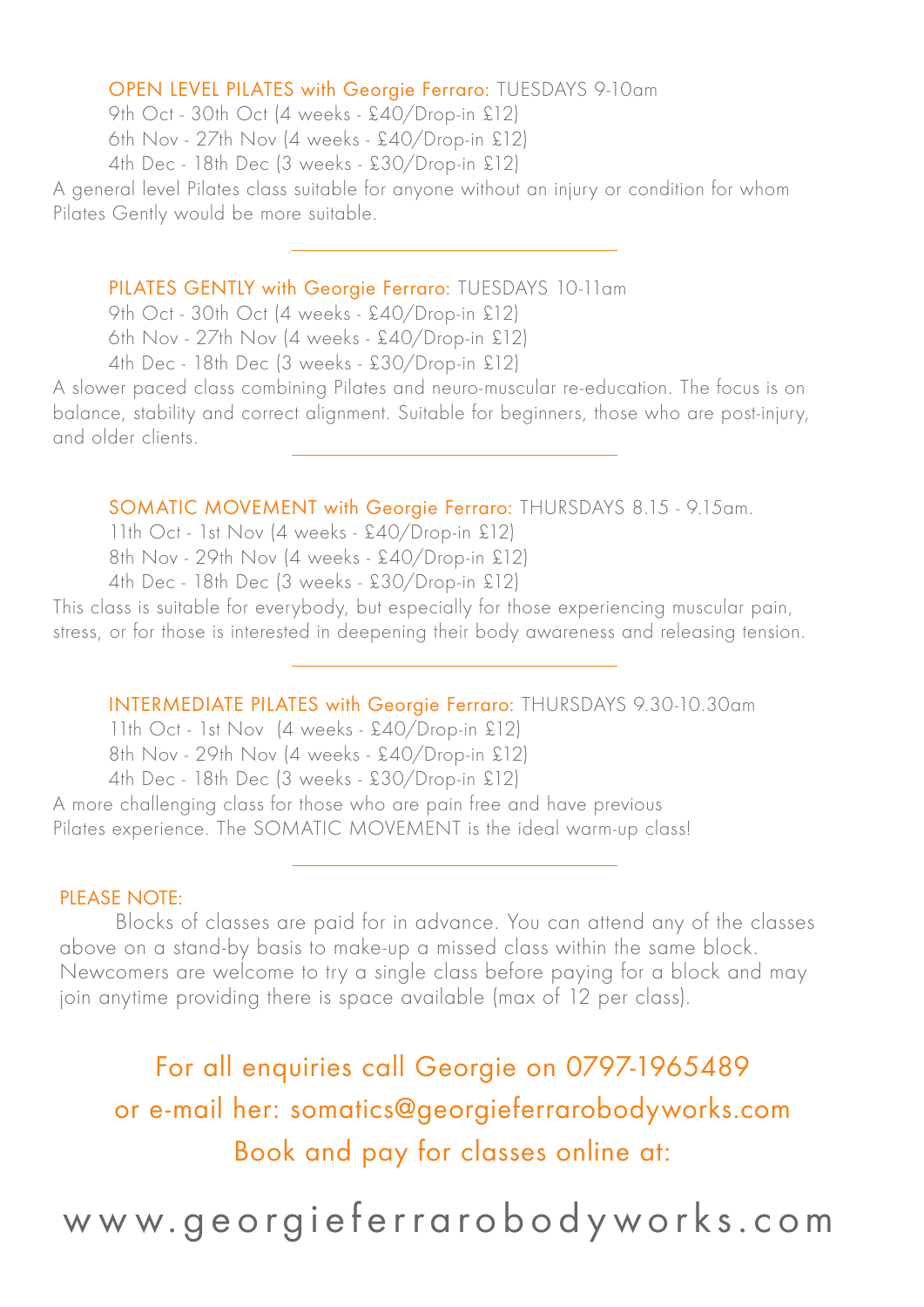**OPEN LEVEL PILATES with Georgie Ferraro:** TUESDAYS 9-10am

9th Oct - 30th Oct (4 weeks - £40/Drop-in £12)
6th Nov - 27th Nov (4 weeks - £40/Drop-in £12)
4th Dec - 18th Dec (3 weeks - £30/Drop-in £12)

A general level Pilates class suitable for anyone without an injury or condition for whom Pilates Gently would be more suitable.

---

**PILATES GENTLY with Georgie Ferraro:** TUESDAYS 10-11am

9th Oct - 30th Oct (4 weeks - £40/Drop-in £12)
6th Nov - 27th Nov (4 weeks - £40/Drop-in £12)
4th Dec - 18th Dec (3 weeks - £30/Drop-in £12)

A slower paced class combining Pilates and neuro-muscular re-education. The focus is on balance, stability and correct alignment. Suitable for beginners, those who are post-injury, and older clients.

---

**SOMATIC MOVEMENT with Georgie Ferraro:** THURSDAYS 8.15 - 9.15am.

11th Oct - 1st Nov (4 weeks - £40/Drop-in £12)
8th Nov - 29th Nov (4 weeks - £40/Drop-in £12)
4th Dec - 18th Dec (3 weeks - £30/Drop-in £12)

This class is suitable for everybody, but especially for those experiencing muscular pain, stress, or for those is interested in deepening their body awareness and releasing tension.

---

**INTERMEDIATE PILATES with Georgie Ferraro:** THURSDAYS 9.30-10.30am

11th Oct - 1st Nov (4 weeks - £40/Drop-in £12)
8th Nov - 29th Nov (4 weeks - £40/Drop-in £12)
4th Dec - 18th Dec (3 weeks - £30/Drop-in £12)

A more challenging class for those who are pain free and have previous Pilates experience. The SOMATIC MOVEMENT is the ideal warm-up class!

---

**PLEASE NOTE:**

Blocks of classes are paid for in advance. You can attend any of the classes above on a stand-by basis to make-up a missed class within the same block. Newcomers are welcome to try a single class before paying for a block and may join anytime providing there is space available (max of 12 per class).

For all enquiries call Georgie on 0797-1965489
or e-mail her: somatics@georgieferrarobodyworks.com
Book and pay for classes online at:

www.georgieferrarobodyworks.com